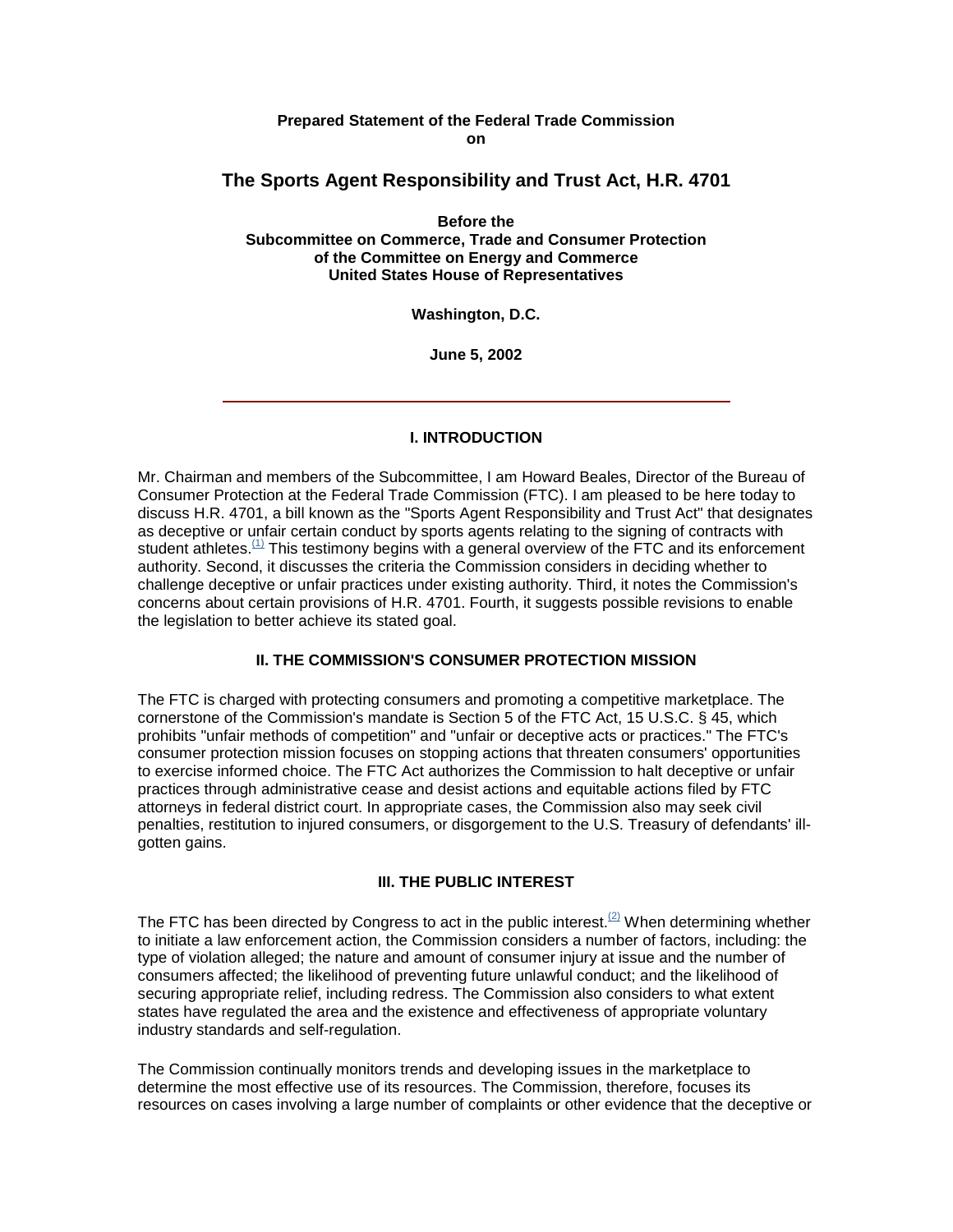**Prepared Statement of the Federal Trade Commission on**

# The Sports Agent Responsibility and Trust Act, H.R. 4701

**Before the**
**Subcommittee on Commerce, Trade and Consumer Protection**
**of the Committee on Energy and Commerce**
**United States House of Representatives**

**Washington, D.C.**

**June 5, 2002**

---

## I. INTRODUCTION

Mr. Chairman and members of the Subcommittee, I am Howard Beales, Director of the Bureau of Consumer Protection at the Federal Trade Commission (FTC). I am pleased to be here today to discuss H.R. 4701, a bill known as the "Sports Agent Responsibility and Trust Act" that designates as deceptive or unfair certain conduct by sports agents relating to the signing of contracts with student athletes.[(1)] This testimony begins with a general overview of the FTC and its enforcement authority. Second, it discusses the criteria the Commission considers in deciding whether to challenge deceptive or unfair practices under existing authority. Third, it notes the Commission's concerns about certain provisions of H.R. 4701. Fourth, it suggests possible revisions to enable the legislation to better achieve its stated goal.

## II. THE COMMISSION'S CONSUMER PROTECTION MISSION

The FTC is charged with protecting consumers and promoting a competitive marketplace. The cornerstone of the Commission's mandate is Section 5 of the FTC Act, 15 U.S.C. § 45, which prohibits "unfair methods of competition" and "unfair or deceptive acts or practices." The FTC's consumer protection mission focuses on stopping actions that threaten consumers' opportunities to exercise informed choice. The FTC Act authorizes the Commission to halt deceptive or unfair practices through administrative cease and desist actions and equitable actions filed by FTC attorneys in federal district court. In appropriate cases, the Commission also may seek civil penalties, restitution to injured consumers, or disgorgement to the U.S. Treasury of defendants' ill-gotten gains.

## III. THE PUBLIC INTEREST

The FTC has been directed by Congress to act in the public interest.[(2)] When determining whether to initiate a law enforcement action, the Commission considers a number of factors, including: the type of violation alleged; the nature and amount of consumer injury at issue and the number of consumers affected; the likelihood of preventing future unlawful conduct; and the likelihood of securing appropriate relief, including redress. The Commission also considers to what extent states have regulated the area and the existence and effectiveness of appropriate voluntary industry standards and self-regulation.

The Commission continually monitors trends and developing issues in the marketplace to determine the most effective use of its resources. The Commission, therefore, focuses its resources on cases involving a large number of complaints or other evidence that the deceptive or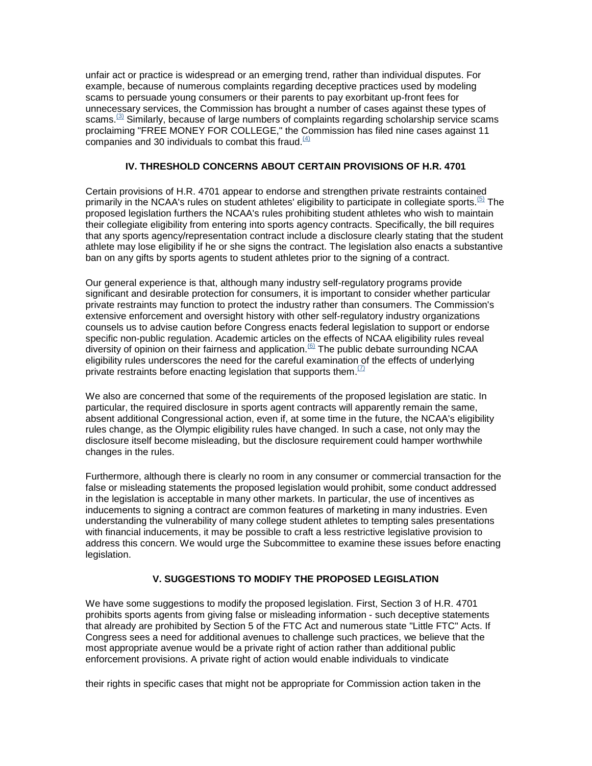unfair act or practice is widespread or an emerging trend, rather than individual disputes. For example, because of numerous complaints regarding deceptive practices used by modeling scams to persuade young consumers or their parents to pay exorbitant up-front fees for unnecessary services, the Commission has brought a number of cases against these types of scams.[(3)] Similarly, because of large numbers of complaints regarding scholarship service scams proclaiming "FREE MONEY FOR COLLEGE," the Commission has filed nine cases against 11 companies and 30 individuals to combat this fraud.[(4)]

## IV. THRESHOLD CONCERNS ABOUT CERTAIN PROVISIONS OF H.R. 4701

Certain provisions of H.R. 4701 appear to endorse and strengthen private restraints contained primarily in the NCAA's rules on student athletes' eligibility to participate in collegiate sports.[(5)] The proposed legislation furthers the NCAA's rules prohibiting student athletes who wish to maintain their collegiate eligibility from entering into sports agency contracts. Specifically, the bill requires that any sports agency/representation contract include a disclosure clearly stating that the student athlete may lose eligibility if he or she signs the contract. The legislation also enacts a substantive ban on any gifts by sports agents to student athletes prior to the signing of a contract.

Our general experience is that, although many industry self-regulatory programs provide significant and desirable protection for consumers, it is important to consider whether particular private restraints may function to protect the industry rather than consumers. The Commission's extensive enforcement and oversight history with other self-regulatory industry organizations counsels us to advise caution before Congress enacts federal legislation to support or endorse specific non-public regulation. Academic articles on the effects of NCAA eligibility rules reveal diversity of opinion on their fairness and application.[(6)] The public debate surrounding NCAA eligibility rules underscores the need for the careful examination of the effects of underlying private restraints before enacting legislation that supports them.[(7)]

We also are concerned that some of the requirements of the proposed legislation are static. In particular, the required disclosure in sports agent contracts will apparently remain the same, absent additional Congressional action, even if, at some time in the future, the NCAA's eligibility rules change, as the Olympic eligibility rules have changed. In such a case, not only may the disclosure itself become misleading, but the disclosure requirement could hamper worthwhile changes in the rules.

Furthermore, although there is clearly no room in any consumer or commercial transaction for the false or misleading statements the proposed legislation would prohibit, some conduct addressed in the legislation is acceptable in many other markets. In particular, the use of incentives as inducements to signing a contract are common features of marketing in many industries. Even understanding the vulnerability of many college student athletes to tempting sales presentations with financial inducements, it may be possible to craft a less restrictive legislative provision to address this concern. We would urge the Subcommittee to examine these issues before enacting legislation.

## V. SUGGESTIONS TO MODIFY THE PROPOSED LEGISLATION

We have some suggestions to modify the proposed legislation. First, Section 3 of H.R. 4701 prohibits sports agents from giving false or misleading information - such deceptive statements that already are prohibited by Section 5 of the FTC Act and numerous state "Little FTC" Acts. If Congress sees a need for additional avenues to challenge such practices, we believe that the most appropriate avenue would be a private right of action rather than additional public enforcement provisions. A private right of action would enable individuals to vindicate

their rights in specific cases that might not be appropriate for Commission action taken in the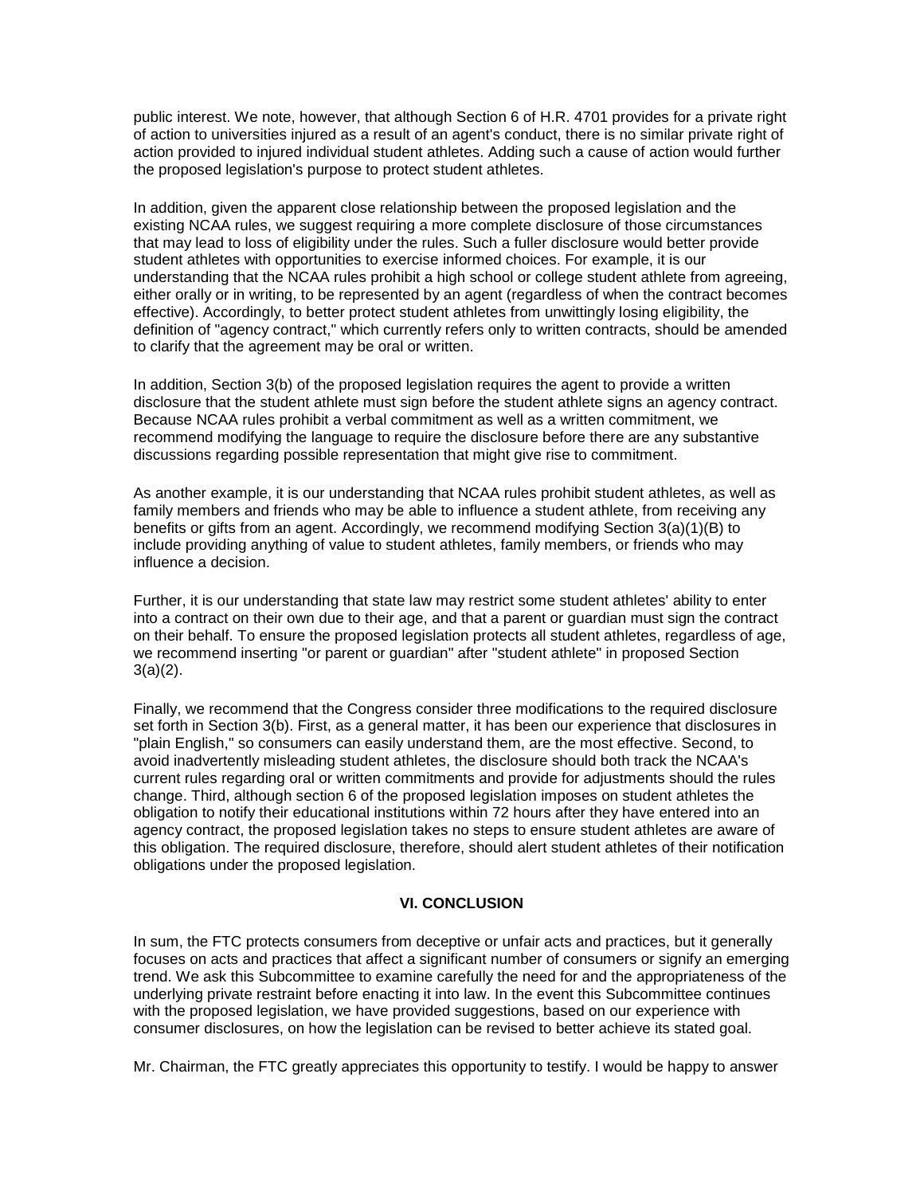public interest. We note, however, that although Section 6 of H.R. 4701 provides for a private right of action to universities injured as a result of an agent's conduct, there is no similar private right of action provided to injured individual student athletes. Adding such a cause of action would further the proposed legislation's purpose to protect student athletes.

In addition, given the apparent close relationship between the proposed legislation and the existing NCAA rules, we suggest requiring a more complete disclosure of those circumstances that may lead to loss of eligibility under the rules. Such a fuller disclosure would better provide student athletes with opportunities to exercise informed choices. For example, it is our understanding that the NCAA rules prohibit a high school or college student athlete from agreeing, either orally or in writing, to be represented by an agent (regardless of when the contract becomes effective). Accordingly, to better protect student athletes from unwittingly losing eligibility, the definition of "agency contract," which currently refers only to written contracts, should be amended to clarify that the agreement may be oral or written.

In addition, Section 3(b) of the proposed legislation requires the agent to provide a written disclosure that the student athlete must sign before the student athlete signs an agency contract. Because NCAA rules prohibit a verbal commitment as well as a written commitment, we recommend modifying the language to require the disclosure before there are any substantive discussions regarding possible representation that might give rise to commitment.

As another example, it is our understanding that NCAA rules prohibit student athletes, as well as family members and friends who may be able to influence a student athlete, from receiving any benefits or gifts from an agent. Accordingly, we recommend modifying Section 3(a)(1)(B) to include providing anything of value to student athletes, family members, or friends who may influence a decision.

Further, it is our understanding that state law may restrict some student athletes' ability to enter into a contract on their own due to their age, and that a parent or guardian must sign the contract on their behalf. To ensure the proposed legislation protects all student athletes, regardless of age, we recommend inserting "or parent or guardian" after "student athlete" in proposed Section 3(a)(2).

Finally, we recommend that the Congress consider three modifications to the required disclosure set forth in Section 3(b). First, as a general matter, it has been our experience that disclosures in "plain English," so consumers can easily understand them, are the most effective. Second, to avoid inadvertently misleading student athletes, the disclosure should both track the NCAA's current rules regarding oral or written commitments and provide for adjustments should the rules change. Third, although section 6 of the proposed legislation imposes on student athletes the obligation to notify their educational institutions within 72 hours after they have entered into an agency contract, the proposed legislation takes no steps to ensure student athletes are aware of this obligation. The required disclosure, therefore, should alert student athletes of their notification obligations under the proposed legislation.

## VI. CONCLUSION

In sum, the FTC protects consumers from deceptive or unfair acts and practices, but it generally focuses on acts and practices that affect a significant number of consumers or signify an emerging trend. We ask this Subcommittee to examine carefully the need for and the appropriateness of the underlying private restraint before enacting it into law. In the event this Subcommittee continues with the proposed legislation, we have provided suggestions, based on our experience with consumer disclosures, on how the legislation can be revised to better achieve its stated goal.

Mr. Chairman, the FTC greatly appreciates this opportunity to testify. I would be happy to answer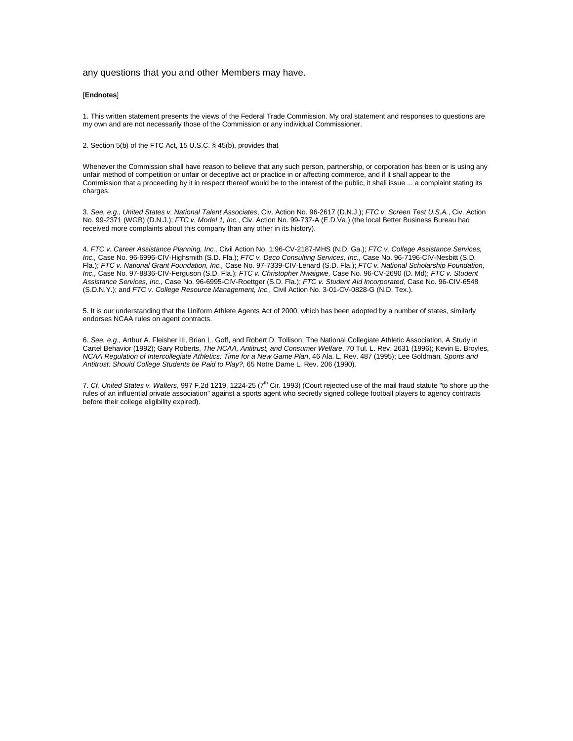any questions that you and other Members may have.

[**Endnotes**]

1. This written statement presents the views of the Federal Trade Commission. My oral statement and responses to questions are my own and are not necessarily those of the Commission or any individual Commissioner.

2. Section 5(b) of the FTC Act, 15 U.S.C. § 45(b), provides that

Whenever the Commission shall have reason to believe that any such person, partnership, or corporation has been or is using any unfair method of competition or unfair or deceptive act or practice in or affecting commerce, and if it shall appear to the Commission that a proceeding by it in respect thereof would be to the interest of the public, it shall issue ... a complaint stating its charges.

3. *See, e.g.*, *United States v. National Talent Associates*, Civ. Action No. 96-2617 (D.N.J.); *FTC v. Screen Test U.S.A.*, Civ. Action No. 99-2371 (WGB) (D.N.J.); *FTC v. Model 1, Inc*., Civ. Action No. 99-737-A (E.D.Va.) (the local Better Business Bureau had received more complaints about this company than any other in its history).

4. *FTC v. Career Assistance Planning, Inc.,* Civil Action No. 1:96-CV-2187-MHS (N.D. Ga.); *FTC v. College Assistance Services, Inc.,* Case No. 96-6996-CIV-Highsmith (S.D. Fla.); *FTC v. Deco Consulting Services, Inc.,* Case No. 96-7196-CIV-Nesbitt (S.D. Fla.); *FTC v. National Grant Foundation, Inc.,* Case No. 97-7339-CIV-Lenard (S.D. Fla.); *FTC v. National Scholarship Foundation, Inc.,* Case No. 97-8836-CIV-Ferguson (S.D. Fla.); *FTC v. Christopher Nwaigwe,* Case No. 96-CV-2690 (D. Md); *FTC v. Student Assistance Services, Inc.,* Case No. 96-6995-CIV-Roettger (S.D. Fla.); *FTC v. Student Aid Incorporated,* Case No. 96-CIV-6548 (S.D.N.Y.); and *FTC v. College Resource Management, Inc.,* Civil Action No. 3-01-CV-0828-G (N.D. Tex.).

5. It is our understanding that the Uniform Athlete Agents Act of 2000, which has been adopted by a number of states, similarly endorses NCAA rules on agent contracts.

6. *See, e.g.*, Arthur A. Fleisher III, Brian L. Goff, and Robert D. Tollison, The National Collegiate Athletic Association, A Study in Cartel Behavior (1992); Gary Roberts, *The NCAA, Antitrust, and Consumer Welfare*, 70 Tul. L. Rev. 2631 (1996); Kevin E. Broyles, *NCAA Regulation of Intercollegiate Athletics: Time for a New Game Plan*, 46 Ala. L. Rev. 487 (1995); Lee Goldman, *Sports and Antitrust: Should College Students be Paid to Play?,* 65 Notre Dame L. Rev. 206 (1990).

7. *Cf. United States v. Walters*, 997 F.2d 1219, 1224-25 (7th Cir. 1993) (Court rejected use of the mail fraud statute "to shore up the rules of an influential private association" against a sports agent who secretly signed college football players to agency contracts before their college eligibility expired).